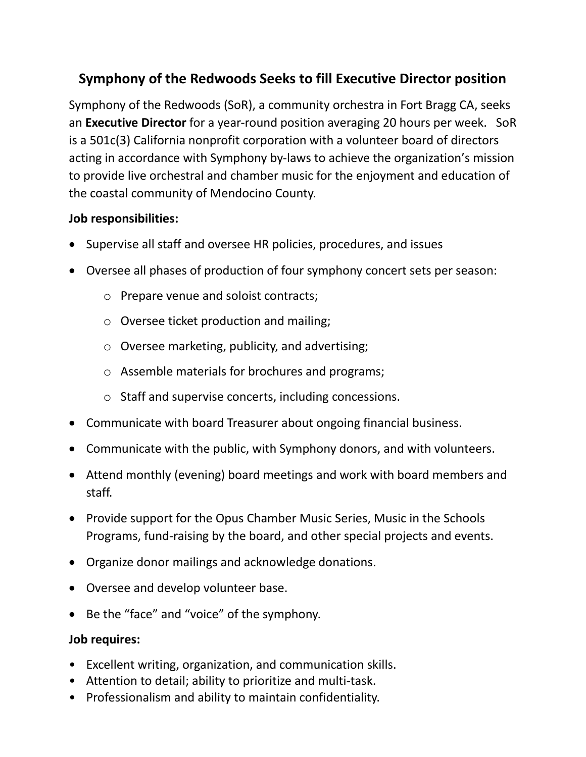# Symphony of the Redwoods Seeks to fill Executive Director position

Symphony of the Redwoods (SoR), a community orchestra in Fort Bragg CA, seeks an **Executive Director** for a year-round position averaging 20 hours per week. SoR is a 501c(3) California nonprofit corporation with a volunteer board of directors acting in accordance with Symphony by-laws to achieve the organization's mission to provide live orchestral and chamber music for the enjoyment and education of the coastal community of Mendocino County.

**Job responsibilities:**

- Supervise all staff and oversee HR policies, procedures, and issues
- Oversee all phases of production of four symphony concert sets per season:
  - Prepare venue and soloist contracts;
  - Oversee ticket production and mailing;
  - Oversee marketing, publicity, and advertising;
  - Assemble materials for brochures and programs;
  - Staff and supervise concerts, including concessions.
- Communicate with board Treasurer about ongoing financial business.
- Communicate with the public, with Symphony donors, and with volunteers.
- Attend monthly (evening) board meetings and work with board members and staff.
- Provide support for the Opus Chamber Music Series, Music in the Schools Programs, fund-raising by the board, and other special projects and events.
- Organize donor mailings and acknowledge donations.
- Oversee and develop volunteer base.
- Be the "face" and "voice" of the symphony.

**Job requires:**

- Excellent writing, organization, and communication skills.
- Attention to detail; ability to prioritize and multi-task.
- Professionalism and ability to maintain confidentiality.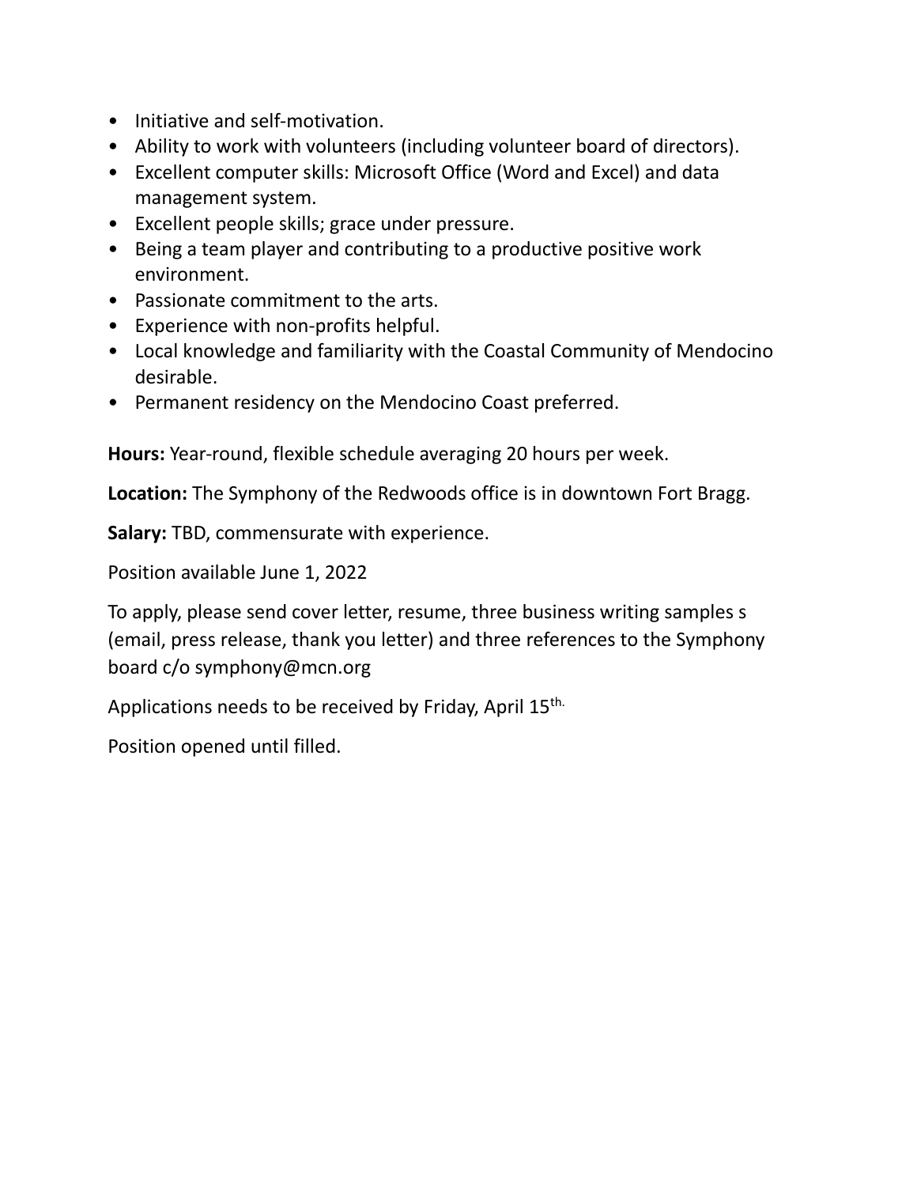- Initiative and self-motivation.
- Ability to work with volunteers (including volunteer board of directors).
- Excellent computer skills: Microsoft Office (Word and Excel) and data management system.
- Excellent people skills; grace under pressure.
- Being a team player and contributing to a productive positive work environment.
- Passionate commitment to the arts.
- Experience with non-profits helpful.
- Local knowledge and familiarity with the Coastal Community of Mendocino desirable.
- Permanent residency on the Mendocino Coast preferred.

**Hours:** Year-round, flexible schedule averaging 20 hours per week.

**Location:** The Symphony of the Redwoods office is in downtown Fort Bragg.

**Salary:** TBD, commensurate with experience.

Position available June 1, 2022

To apply, please send cover letter, resume, three business writing samples s (email, press release, thank you letter) and three references to the Symphony board c/o symphony@mcn.org

Applications needs to be received by Friday, April 15th.

Position opened until filled.